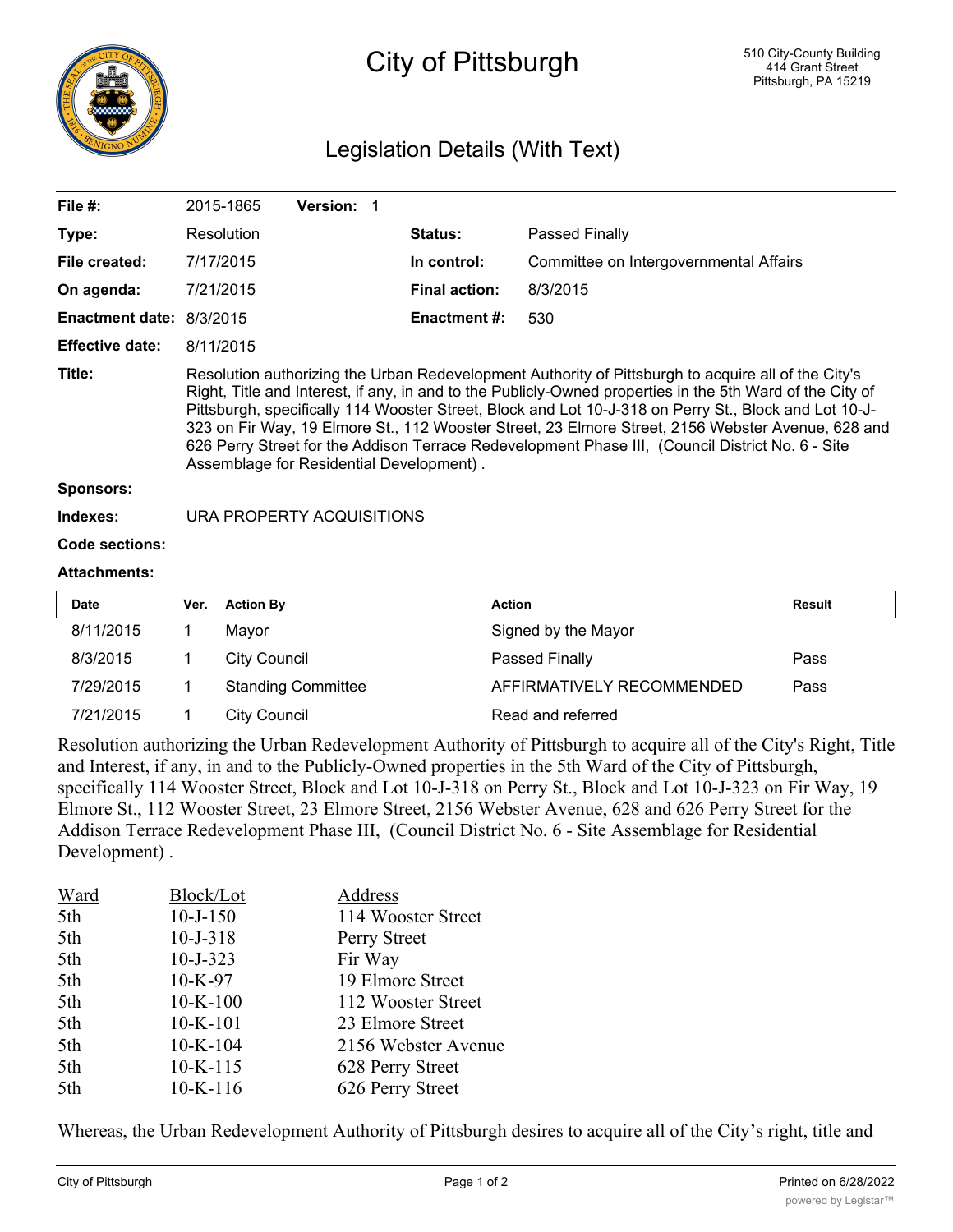# City of Pittsburgh

510 City-County Building
414 Grant Street
Pittsburgh, PA 15219

## Legislation Details (With Text)

| | | | |
|---|---|---|---|
| **File #:** | 2015-1865 **Version:** 1 | | |
| **Type:** | Resolution | **Status:** | Passed Finally |
| **File created:** | 7/17/2015 | **In control:** | Committee on Intergovernmental Affairs |
| **On agenda:** | 7/21/2015 | **Final action:** | 8/3/2015 |
| **Enactment date:** | 8/3/2015 | **Enactment #:** | 530 |
| **Effective date:** | 8/11/2015 | | |

**Title:** Resolution authorizing the Urban Redevelopment Authority of Pittsburgh to acquire all of the City's Right, Title and Interest, if any, in and to the Publicly-Owned properties in the 5th Ward of the City of Pittsburgh, specifically 114 Wooster Street, Block and Lot 10-J-318 on Perry St., Block and Lot 10-J-323 on Fir Way, 19 Elmore St., 112 Wooster Street, 23 Elmore Street, 2156 Webster Avenue, 628 and 626 Perry Street for the Addison Terrace Redevelopment Phase III, (Council District No. 6 - Site Assemblage for Residential Development) .

**Sponsors:**

**Indexes:** URA PROPERTY ACQUISITIONS

**Code sections:**

**Attachments:**

| Date | Ver. | Action By | Action | Result |
|---|---|---|---|---|
| 8/11/2015 | 1 | Mayor | Signed by the Mayor | |
| 8/3/2015 | 1 | City Council | Passed Finally | Pass |
| 7/29/2015 | 1 | Standing Committee | AFFIRMATIVELY RECOMMENDED | Pass |
| 7/21/2015 | 1 | City Council | Read and referred | |

Resolution authorizing the Urban Redevelopment Authority of Pittsburgh to acquire all of the City's Right, Title and Interest, if any, in and to the Publicly-Owned properties in the 5th Ward of the City of Pittsburgh, specifically 114 Wooster Street, Block and Lot 10-J-318 on Perry St., Block and Lot 10-J-323 on Fir Way, 19 Elmore St., 112 Wooster Street, 23 Elmore Street, 2156 Webster Avenue, 628 and 626 Perry Street for the Addison Terrace Redevelopment Phase III, (Council District No. 6 - Site Assemblage for Residential Development) .

| Ward | Block/Lot | Address |
|---|---|---|
| 5th | 10-J-150 | 114 Wooster Street |
| 5th | 10-J-318 | Perry Street |
| 5th | 10-J-323 | Fir Way |
| 5th | 10-K-97 | 19 Elmore Street |
| 5th | 10-K-100 | 112 Wooster Street |
| 5th | 10-K-101 | 23 Elmore Street |
| 5th | 10-K-104 | 2156 Webster Avenue |
| 5th | 10-K-115 | 628 Perry Street |
| 5th | 10-K-116 | 626 Perry Street |

Whereas, the Urban Redevelopment Authority of Pittsburgh desires to acquire all of the City's right, title and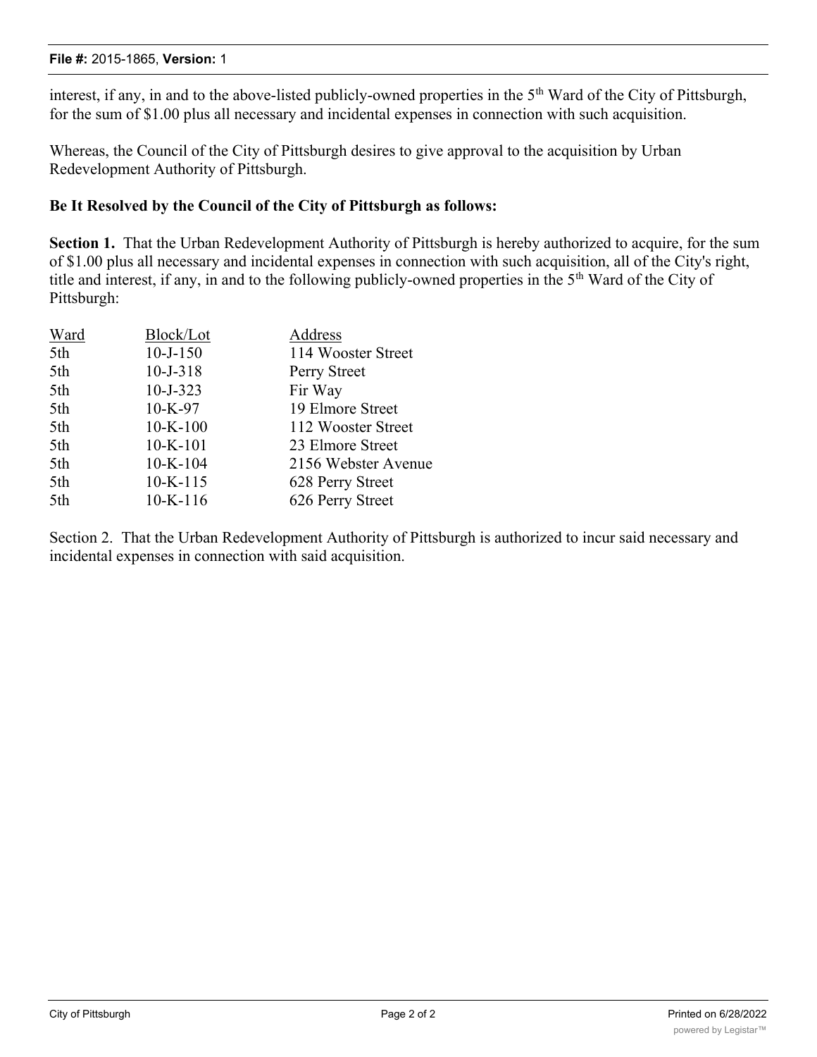interest, if any, in and to the above-listed publicly-owned properties in the 5th Ward of the City of Pittsburgh, for the sum of $1.00 plus all necessary and incidental expenses in connection with such acquisition.

Whereas, the Council of the City of Pittsburgh desires to give approval to the acquisition by Urban Redevelopment Authority of Pittsburgh.

**Be It Resolved by the Council of the City of Pittsburgh as follows:**

**Section 1.** That the Urban Redevelopment Authority of Pittsburgh is hereby authorized to acquire, for the sum of $1.00 plus all necessary and incidental expenses in connection with such acquisition, all of the City's right, title and interest, if any, in and to the following publicly-owned properties in the 5th Ward of the City of Pittsburgh:

| Ward | Block/Lot | Address |
|---|---|---|
| 5th | 10-J-150 | 114 Wooster Street |
| 5th | 10-J-318 | Perry Street |
| 5th | 10-J-323 | Fir Way |
| 5th | 10-K-97 | 19 Elmore Street |
| 5th | 10-K-100 | 112 Wooster Street |
| 5th | 10-K-101 | 23 Elmore Street |
| 5th | 10-K-104 | 2156 Webster Avenue |
| 5th | 10-K-115 | 628 Perry Street |
| 5th | 10-K-116 | 626 Perry Street |

Section 2. That the Urban Redevelopment Authority of Pittsburgh is authorized to incur said necessary and incidental expenses in connection with said acquisition.